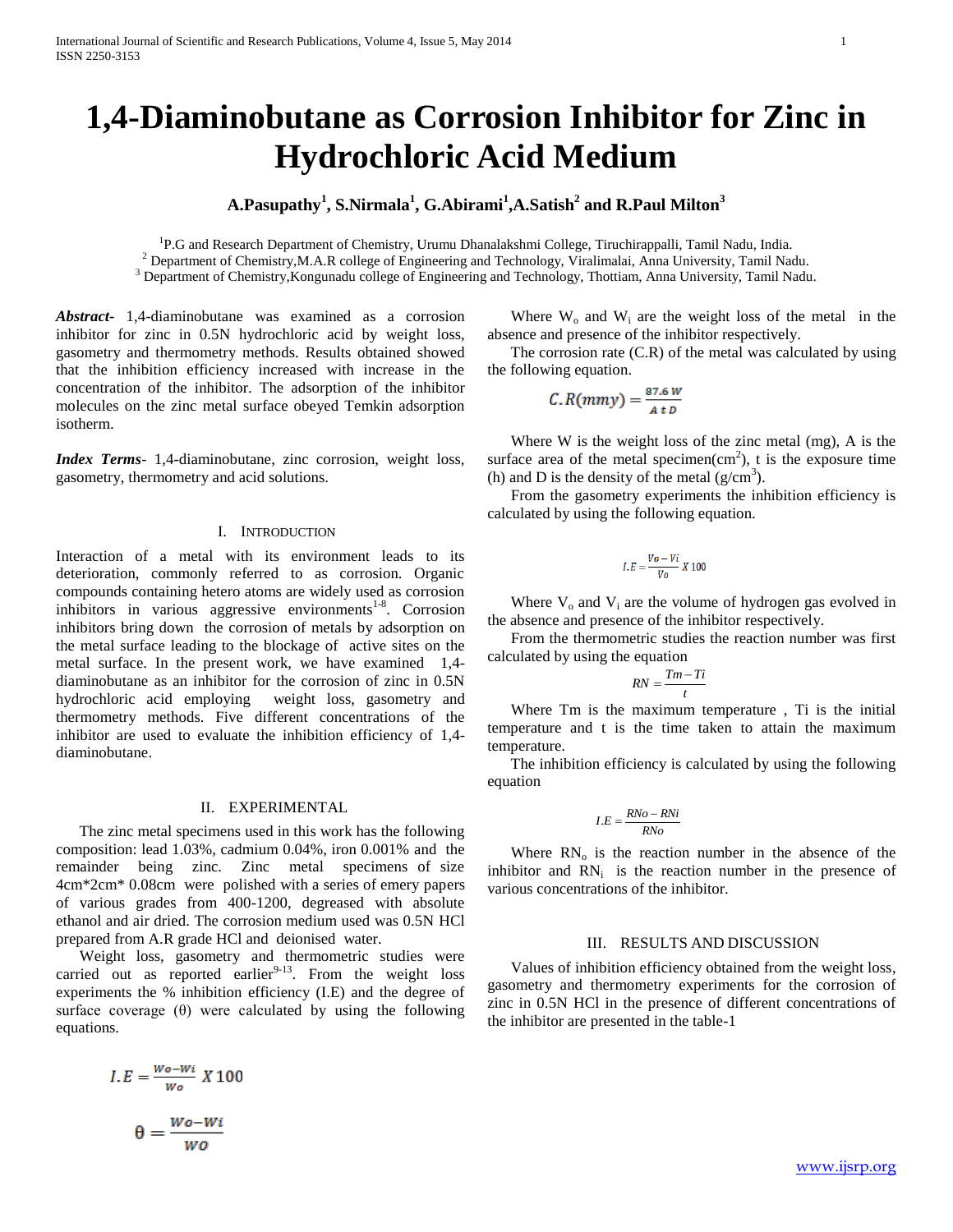# 1,4-Diaminobutane as Corrosion Inhibitor for Zinc in Hydrochloric Acid Medium

**A.Pasupathy[1], S.Nirmala[1], G.Abirami[1],A.Satish[2] and R.Paul Milton[3]**

[1]P.G and Research Department of Chemistry, Urumu Dhanalakshmi College, Tiruchirappalli, Tamil Nadu, India.
[2] Department of Chemistry,M.A.R college of Engineering and Technology, Viralimalai, Anna University, Tamil Nadu.
[3] Department of Chemistry,Kongunadu college of Engineering and Technology, Thottiam, Anna University, Tamil Nadu.

***Abstract***- 1,4-diaminobutane was examined as a corrosion inhibitor for zinc in 0.5N hydrochloric acid by weight loss, gasometry and thermometry methods. Results obtained showed that the inhibition efficiency increased with increase in the concentration of the inhibitor. The adsorption of the inhibitor molecules on the zinc metal surface obeyed Temkin adsorption isotherm.

***Index Terms***- 1,4-diaminobutane, zinc corrosion, weight loss, gasometry, thermometry and acid solutions.

## I. Introduction

Interaction of a metal with its environment leads to its deterioration, commonly referred to as corrosion. Organic compounds containing hetero atoms are widely used as corrosion inhibitors in various aggressive environments[1-8]. Corrosion inhibitors bring down the corrosion of metals by adsorption on the metal surface leading to the blockage of active sites on the metal surface. In the present work, we have examined 1,4-diaminobutane as an inhibitor for the corrosion of zinc in 0.5N hydrochloric acid employing weight loss, gasometry and thermometry methods. Five different concentrations of the inhibitor are used to evaluate the inhibition efficiency of 1,4-diaminobutane.

## II. EXPERIMENTAL

The zinc metal specimens used in this work has the following composition: lead 1.03%, cadmium 0.04%, iron 0.001% and the remainder being zinc. Zinc metal specimens of size 4cm*2cm* 0.08cm were polished with a series of emery papers of various grades from 400-1200, degreased with absolute ethanol and air dried. The corrosion medium used was 0.5N HCl prepared from A.R grade HCl and deionised water.

Weight loss, gasometry and thermometric studies were carried out as reported earlier[9-13]. From the weight loss experiments the % inhibition efficiency (I.E) and the degree of surface coverage (θ) were calculated by using the following equations.

$$I.E = \frac{Wo - Wi}{Wo} \; X\,100$$

$$\theta = \frac{Wo - Wi}{WO}$$

Where $W_o$ and $W_i$ are the weight loss of the metal in the absence and presence of the inhibitor respectively.

The corrosion rate (C.R) of the metal was calculated by using the following equation.

$$C.R(mmy) = \frac{87.6\,W}{A\,t\,D}$$

Where W is the weight loss of the zinc metal (mg), A is the surface area of the metal specimen($cm^2$), t is the exposure time (h) and D is the density of the metal ($g/cm^3$).

From the gasometry experiments the inhibition efficiency is calculated by using the following equation.

$$I.E = \frac{Vo - Vi}{Vo} \; X\,100$$

Where $V_o$ and $V_i$ are the volume of hydrogen gas evolved in the absence and presence of the inhibitor respectively.

From the thermometric studies the reaction number was first calculated by using the equation

$$RN = \frac{Tm - Ti}{t}$$

Where Tm is the maximum temperature , Ti is the initial temperature and t is the time taken to attain the maximum temperature.

The inhibition efficiency is calculated by using the following equation

$$I.E = \frac{RNo - RNi}{RNo}$$

Where $RN_o$ is the reaction number in the absence of the inhibitor and $RN_i$ is the reaction number in the presence of various concentrations of the inhibitor.

## III. RESULTS AND DISCUSSION

Values of inhibition efficiency obtained from the weight loss, gasometry and thermometry experiments for the corrosion of zinc in 0.5N HCl in the presence of different concentrations of the inhibitor are presented in the table-1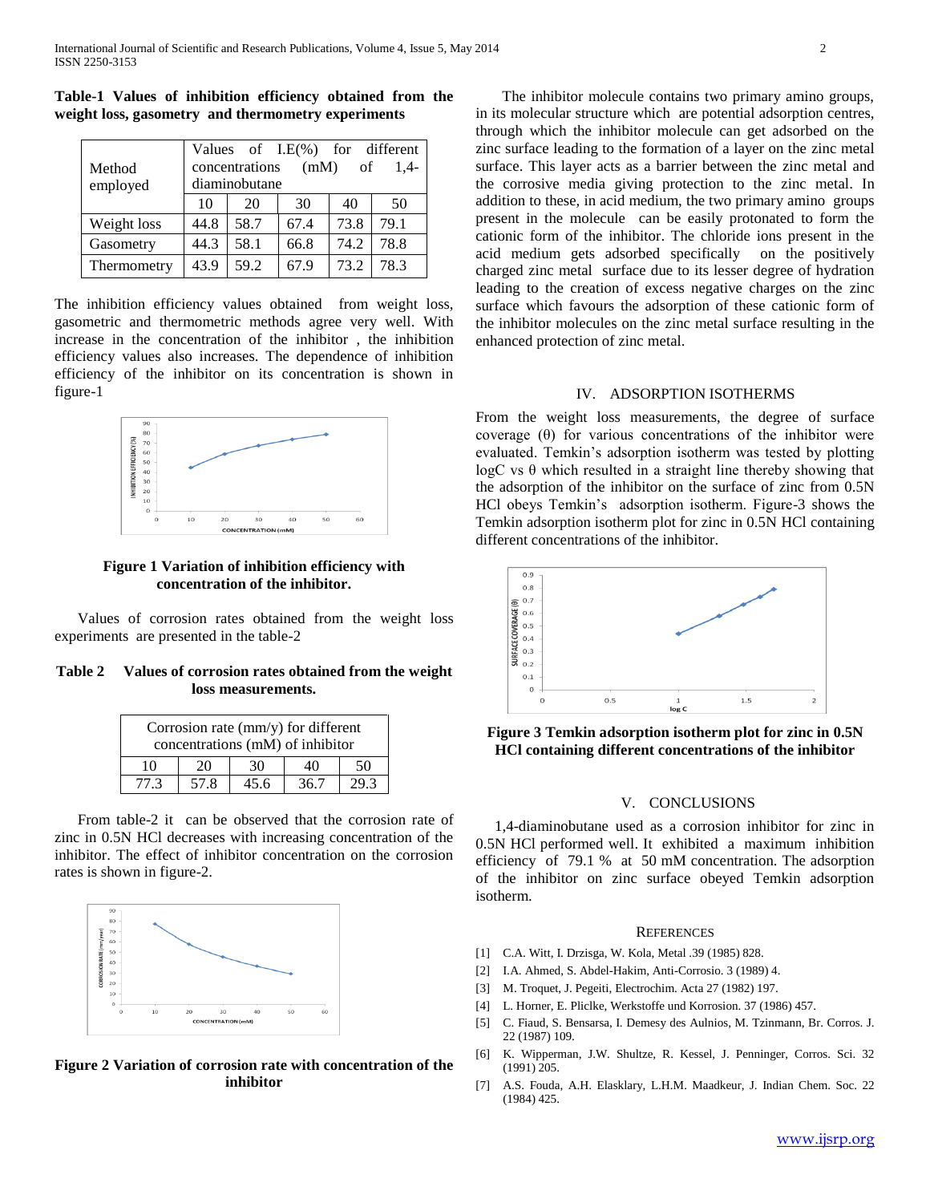**Table-1 Values of inhibition efficiency obtained from the weight loss, gasometry and thermometry experiments**

| Method employed | Values of I.E(%) for different concentrations (mM) of 1,4-diaminobutane | | | | |
|---|---|---|---|---|---|
| | 10 | 20 | 30 | 40 | 50 |
| Weight loss | 44.8 | 58.7 | 67.4 | 73.8 | 79.1 |
| Gasometry | 44.3 | 58.1 | 66.8 | 74.2 | 78.8 |
| Thermometry | 43.9 | 59.2 | 67.9 | 73.2 | 78.3 |

The inhibition efficiency values obtained from weight loss, gasometric and thermometric methods agree very well. With increase in the concentration of the inhibitor , the inhibition efficiency values also increases. The dependence of inhibition efficiency of the inhibitor on its concentration is shown in figure-1

**Figure 1 Variation of inhibition efficiency with concentration of the inhibitor.**

Values of corrosion rates obtained from the weight loss experiments are presented in the table-2

**Table 2 Values of corrosion rates obtained from the weight loss measurements.**

| Corrosion rate (mm/y) for different concentrations (mM) of inhibitor | | | | |
|---|---|---|---|---|
| 10 | 20 | 30 | 40 | 50 |
| 77.3 | 57.8 | 45.6 | 36.7 | 29.3 |

From table-2 it can be observed that the corrosion rate of zinc in 0.5N HCl decreases with increasing concentration of the inhibitor. The effect of inhibitor concentration on the corrosion rates is shown in figure-2.

**Figure 2 Variation of corrosion rate with concentration of the inhibitor**

The inhibitor molecule contains two primary amino groups, in its molecular structure which are potential adsorption centres, through which the inhibitor molecule can get adsorbed on the zinc surface leading to the formation of a layer on the zinc metal surface. This layer acts as a barrier between the zinc metal and the corrosive media giving protection to the zinc metal. In addition to these, in acid medium, the two primary amino groups present in the molecule can be easily protonated to form the cationic form of the inhibitor. The chloride ions present in the acid medium gets adsorbed specifically on the positively charged zinc metal surface due to its lesser degree of hydration leading to the creation of excess negative charges on the zinc surface which favours the adsorption of these cationic form of the inhibitor molecules on the zinc metal surface resulting in the enhanced protection of zinc metal.

## IV. ADSORPTION ISOTHERMS

From the weight loss measurements, the degree of surface coverage ($\theta$) for various concentrations of the inhibitor were evaluated. Temkin's adsorption isotherm was tested by plotting logC vs $\theta$ which resulted in a straight line thereby showing that the adsorption of the inhibitor on the surface of zinc from 0.5N HCl obeys Temkin's adsorption isotherm. Figure-3 shows the Temkin adsorption isotherm plot for zinc in 0.5N HCl containing different concentrations of the inhibitor.

**Figure 3 Temkin adsorption isotherm plot for zinc in 0.5N HCl containing different concentrations of the inhibitor**

## V. CONCLUSIONS

1,4-diaminobutane used as a corrosion inhibitor for zinc in 0.5N HCl performed well. It exhibited a maximum inhibition efficiency of 79.1 % at 50 mM concentration. The adsorption of the inhibitor on zinc surface obeyed Temkin adsorption isotherm.

## REFERENCES

[1] C.A. Witt, I. Drzisga, W. Kola, Metal .39 (1985) 828.

[2] I.A. Ahmed, S. Abdel-Hakim, Anti-Corrosio. 3 (1989) 4.

[3] M. Troquet, J. Pegeiti, Electrochim. Acta 27 (1982) 197.

[4] L. Horner, E. Pliclke, Werkstoffe und Korrosion. 37 (1986) 457.

[5] C. Fiaud, S. Bensarsa, I. Demesy des Aulnios, M. Tzinmann, Br. Corros. J. 22 (1987) 109.

[6] K. Wipperman, J.W. Shultze, R. Kessel, J. Penninger, Corros. Sci. 32 (1991) 205.

[7] A.S. Fouda, A.H. Elasklary, L.H.M. Maadkeur, J. Indian Chem. Soc. 22 (1984) 425.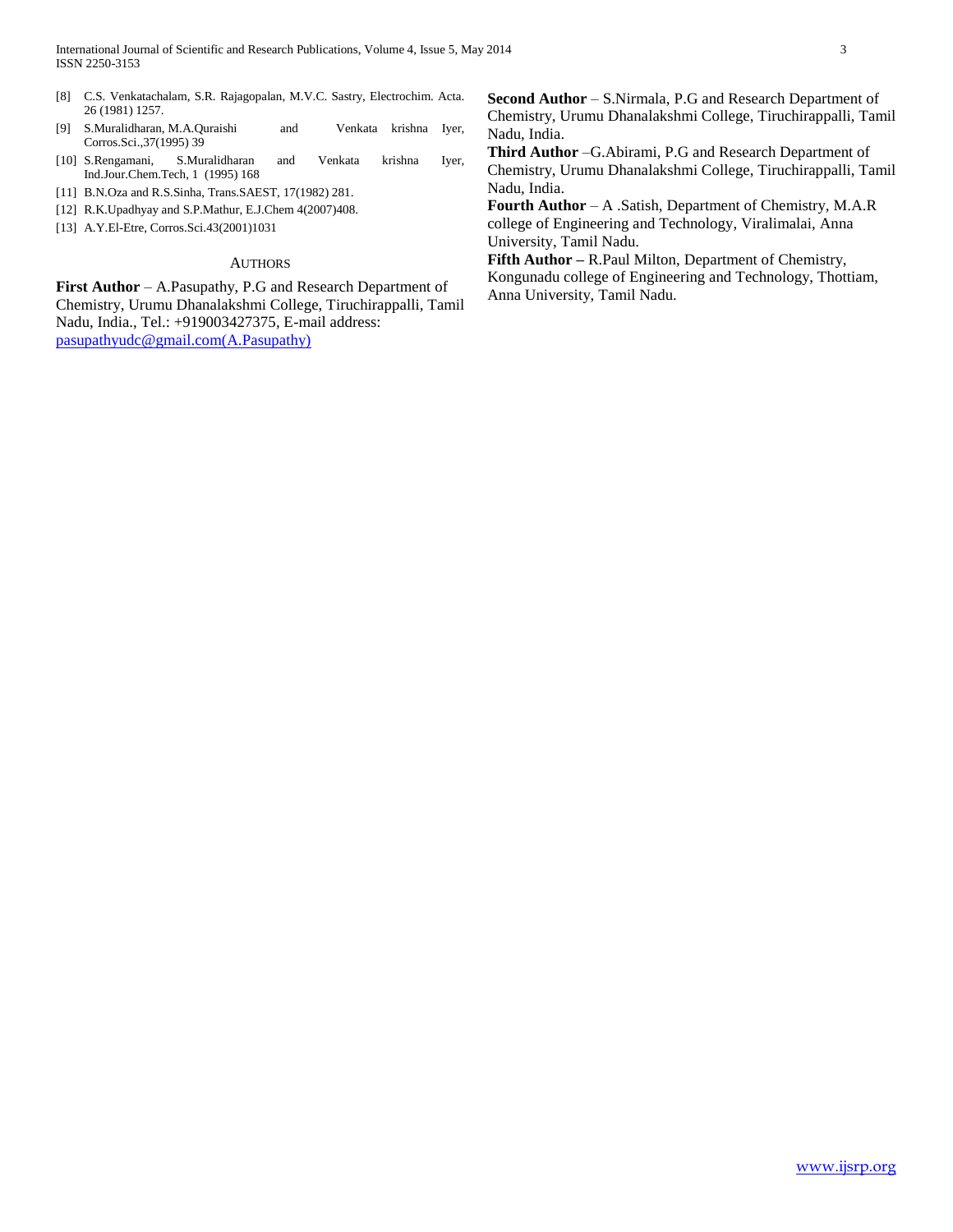[8] C.S. Venkatachalam, S.R. Rajagopalan, M.V.C. Sastry, Electrochim. Acta. 26 (1981) 1257.

[9] S.Muralidharan, M.A.Quraishi and Venkata krishna Iyer, Corros.Sci.,37(1995) 39

[10] S.Rengamani, S.Muralidharan and Venkata krishna Iyer, Ind.Jour.Chem.Tech, 1 (1995) 168

[11] B.N.Oza and R.S.Sinha, Trans.SAEST, 17(1982) 281.

[12] R.K.Upadhyay and S.P.Mathur, E.J.Chem 4(2007)408.

[13] A.Y.El-Etre, Corros.Sci.43(2001)1031

## AUTHORS

**First Author** – A.Pasupathy, P.G and Research Department of Chemistry, Urumu Dhanalakshmi College, Tiruchirappalli, Tamil Nadu, India., Tel.: +919003427375, E-mail address: pasupathyudc@gmail.com(A.Pasupathy)

**Second Author** – S.Nirmala, P.G and Research Department of Chemistry, Urumu Dhanalakshmi College, Tiruchirappalli, Tamil Nadu, India.

**Third Author** –G.Abirami, P.G and Research Department of Chemistry, Urumu Dhanalakshmi College, Tiruchirappalli, Tamil Nadu, India.

**Fourth Author** – A .Satish, Department of Chemistry, M.A.R college of Engineering and Technology, Viralimalai, Anna University, Tamil Nadu.

**Fifth Author –** R.Paul Milton, Department of Chemistry, Kongunadu college of Engineering and Technology, Thottiam, Anna University, Tamil Nadu.